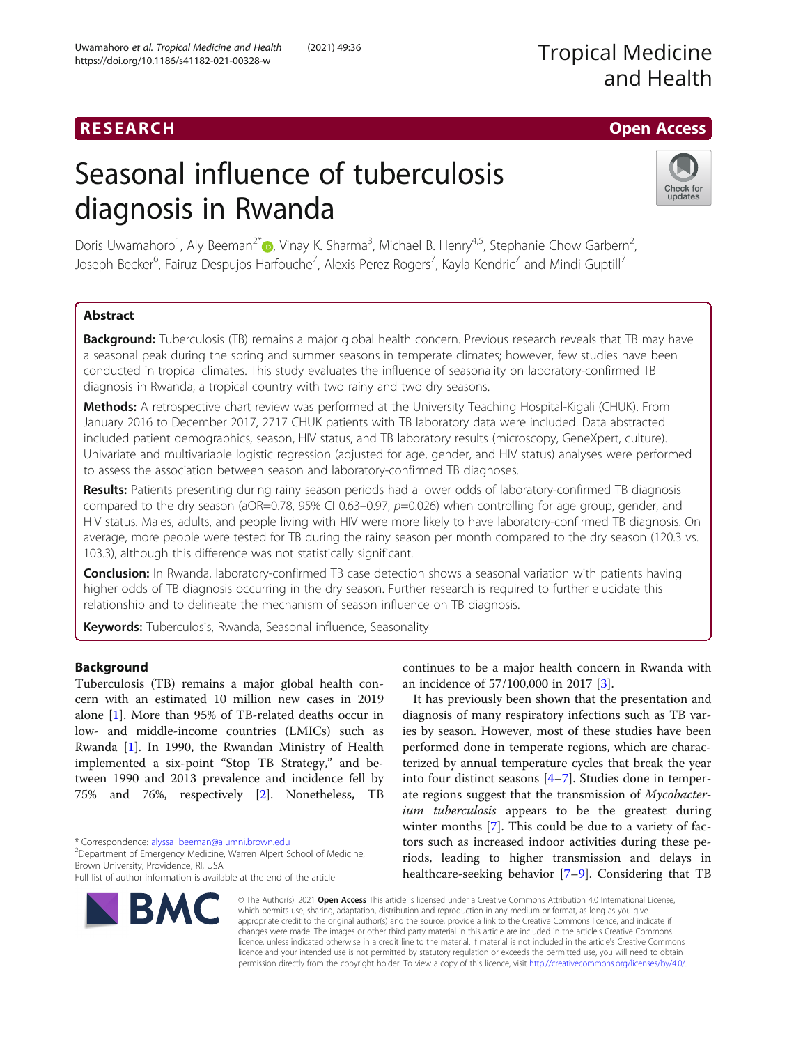# Seasonal influence of tuberculosis diagnosis in Rwanda

Doris Uwamahoro[1], Aly Beeman[2*], Vinay K. Sharma[3], Michael B. Henry[4,5], Stephanie Chow Garbern[2], Joseph Becker[6], Fairuz Despujos Harfouche[7], Alexis Perez Rogers[7], Kayla Kendric[7] and Mindi Guptill[7]

## Abstract

**Background:** Tuberculosis (TB) remains a major global health concern. Previous research reveals that TB may have a seasonal peak during the spring and summer seasons in temperate climates; however, few studies have been conducted in tropical climates. This study evaluates the influence of seasonality on laboratory-confirmed TB diagnosis in Rwanda, a tropical country with two rainy and two dry seasons.

**Methods:** A retrospective chart review was performed at the University Teaching Hospital-Kigali (CHUK). From January 2016 to December 2017, 2717 CHUK patients with TB laboratory data were included. Data abstracted included patient demographics, season, HIV status, and TB laboratory results (microscopy, GeneXpert, culture). Univariate and multivariable logistic regression (adjusted for age, gender, and HIV status) analyses were performed to assess the association between season and laboratory-confirmed TB diagnoses.

**Results:** Patients presenting during rainy season periods had a lower odds of laboratory-confirmed TB diagnosis compared to the dry season (aOR=0.78, 95% CI 0.63–0.97, $p$=0.026) when controlling for age group, gender, and HIV status. Males, adults, and people living with HIV were more likely to have laboratory-confirmed TB diagnosis. On average, more people were tested for TB during the rainy season per month compared to the dry season (120.3 vs. 103.3), although this difference was not statistically significant.

**Conclusion:** In Rwanda, laboratory-confirmed TB case detection shows a seasonal variation with patients having higher odds of TB diagnosis occurring in the dry season. Further research is required to further elucidate this relationship and to delineate the mechanism of season influence on TB diagnosis.

**Keywords:** Tuberculosis, Rwanda, Seasonal influence, Seasonality

## Background

Tuberculosis (TB) remains a major global health concern with an estimated 10 million new cases in 2019 alone [1]. More than 95% of TB-related deaths occur in low- and middle-income countries (LMICs) such as Rwanda [1]. In 1990, the Rwandan Ministry of Health implemented a six-point "Stop TB Strategy," and between 1990 and 2013 prevalence and incidence fell by 75% and 76%, respectively [2]. Nonetheless, TB continues to be a major health concern in Rwanda with an incidence of 57/100,000 in 2017 [3].

It has previously been shown that the presentation and diagnosis of many respiratory infections such as TB varies by season. However, most of these studies have been performed done in temperate regions, which are characterized by annual temperature cycles that break the year into four distinct seasons [4–7]. Studies done in temperate regions suggest that the transmission of *Mycobacterium tuberculosis* appears to be the greatest during winter months [7]. This could be due to a variety of factors such as increased indoor activities during these periods, leading to higher transmission and delays in healthcare-seeking behavior [7–9]. Considering that TB

\* Correspondence: alyssa_beeman@alumni.brown.edu
[2]Department of Emergency Medicine, Warren Alpert School of Medicine, Brown University, Providence, RI, USA
Full list of author information is available at the end of the article

© The Author(s). 2021 **Open Access** This article is licensed under a Creative Commons Attribution 4.0 International License, which permits use, sharing, adaptation, distribution and reproduction in any medium or format, as long as you give appropriate credit to the original author(s) and the source, provide a link to the Creative Commons licence, and indicate if changes were made. The images or other third party material in this article are included in the article's Creative Commons licence, unless indicated otherwise in a credit line to the material. If material is not included in the article's Creative Commons licence and your intended use is not permitted by statutory regulation or exceeds the permitted use, you will need to obtain permission directly from the copyright holder. To view a copy of this licence, visit http://creativecommons.org/licenses/by/4.0/.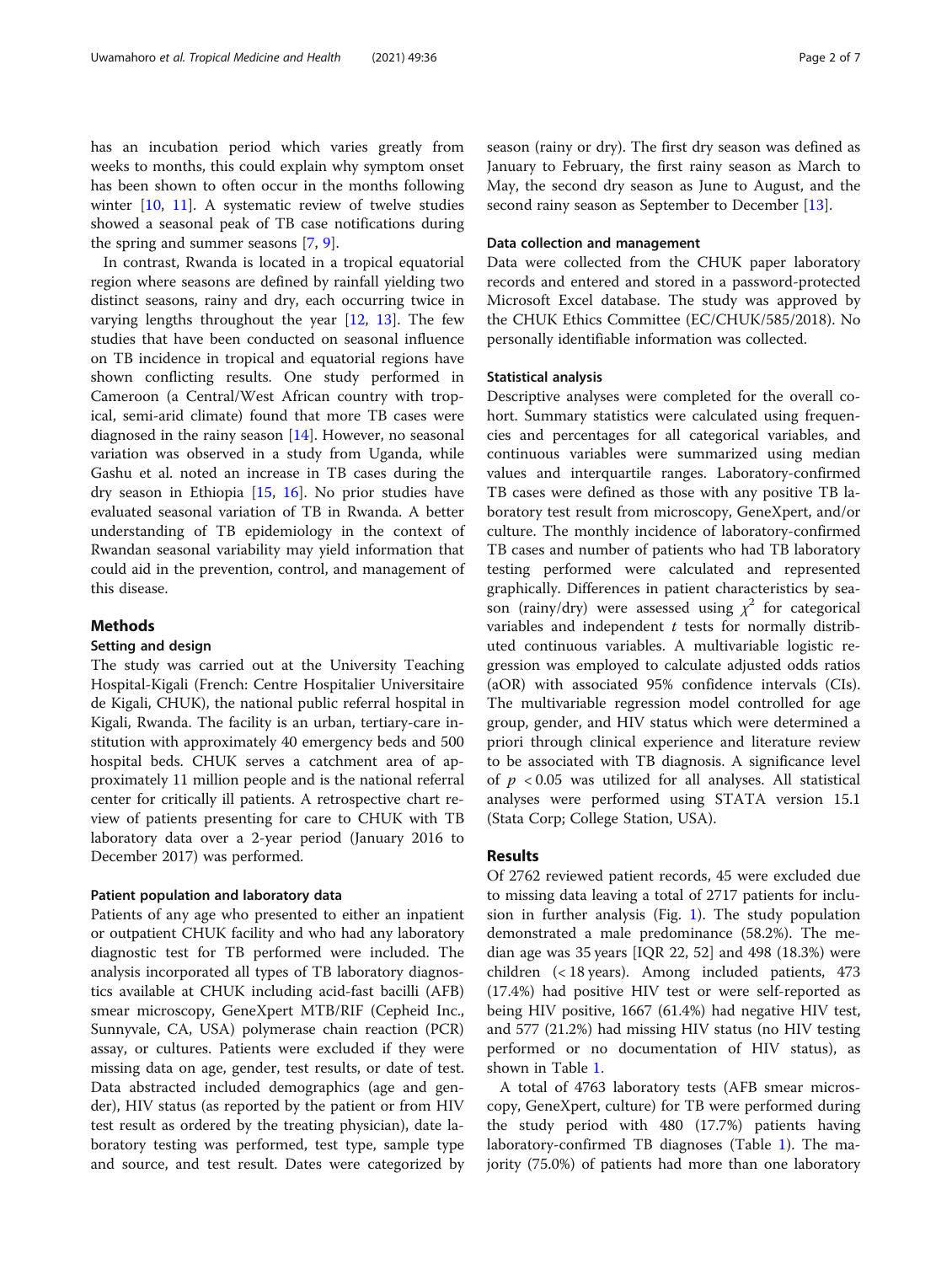has an incubation period which varies greatly from weeks to months, this could explain why symptom onset has been shown to often occur in the months following winter [10, 11]. A systematic review of twelve studies showed a seasonal peak of TB case notifications during the spring and summer seasons [7, 9].

In contrast, Rwanda is located in a tropical equatorial region where seasons are defined by rainfall yielding two distinct seasons, rainy and dry, each occurring twice in varying lengths throughout the year [12, 13]. The few studies that have been conducted on seasonal influence on TB incidence in tropical and equatorial regions have shown conflicting results. One study performed in Cameroon (a Central/West African country with tropical, semi-arid climate) found that more TB cases were diagnosed in the rainy season [14]. However, no seasonal variation was observed in a study from Uganda, while Gashu et al. noted an increase in TB cases during the dry season in Ethiopia [15, 16]. No prior studies have evaluated seasonal variation of TB in Rwanda. A better understanding of TB epidemiology in the context of Rwandan seasonal variability may yield information that could aid in the prevention, control, and management of this disease.

## Methods

### Setting and design

The study was carried out at the University Teaching Hospital-Kigali (French: Centre Hospitalier Universitaire de Kigali, CHUK), the national public referral hospital in Kigali, Rwanda. The facility is an urban, tertiary-care institution with approximately 40 emergency beds and 500 hospital beds. CHUK serves a catchment area of approximately 11 million people and is the national referral center for critically ill patients. A retrospective chart review of patients presenting for care to CHUK with TB laboratory data over a 2-year period (January 2016 to December 2017) was performed.

#### Patient population and laboratory data

Patients of any age who presented to either an inpatient or outpatient CHUK facility and who had any laboratory diagnostic test for TB performed were included. The analysis incorporated all types of TB laboratory diagnostics available at CHUK including acid-fast bacilli (AFB) smear microscopy, GeneXpert MTB/RIF (Cepheid Inc., Sunnyvale, CA, USA) polymerase chain reaction (PCR) assay, or cultures. Patients were excluded if they were missing data on age, gender, test results, or date of test. Data abstracted included demographics (age and gender), HIV status (as reported by the patient or from HIV test result as ordered by the treating physician), date laboratory testing was performed, test type, sample type and source, and test result. Dates were categorized by season (rainy or dry). The first dry season was defined as January to February, the first rainy season as March to May, the second dry season as June to August, and the second rainy season as September to December [13].

### Data collection and management

Data were collected from the CHUK paper laboratory records and entered and stored in a password-protected Microsoft Excel database. The study was approved by the CHUK Ethics Committee (EC/CHUK/585/2018). No personally identifiable information was collected.

### Statistical analysis

Descriptive analyses were completed for the overall cohort. Summary statistics were calculated using frequencies and percentages for all categorical variables, and continuous variables were summarized using median values and interquartile ranges. Laboratory-confirmed TB cases were defined as those with any positive TB laboratory test result from microscopy, GeneXpert, and/or culture. The monthly incidence of laboratory-confirmed TB cases and number of patients who had TB laboratory testing performed were calculated and represented graphically. Differences in patient characteristics by season (rainy/dry) were assessed using $\chi^2$ for categorical variables and independent $t$ tests for normally distributed continuous variables. A multivariable logistic regression was employed to calculate adjusted odds ratios (aOR) with associated 95% confidence intervals (CIs). The multivariable regression model controlled for age group, gender, and HIV status which were determined a priori through clinical experience and literature review to be associated with TB diagnosis. A significance level of $p < 0.05$ was utilized for all analyses. All statistical analyses were performed using STATA version 15.1 (Stata Corp; College Station, USA).

## Results

Of 2762 reviewed patient records, 45 were excluded due to missing data leaving a total of 2717 patients for inclusion in further analysis (Fig. 1). The study population demonstrated a male predominance (58.2%). The median age was 35 years [IQR 22, 52] and 498 (18.3%) were children (< 18 years). Among included patients, 473 (17.4%) had positive HIV test or were self-reported as being HIV positive, 1667 (61.4%) had negative HIV test, and 577 (21.2%) had missing HIV status (no HIV testing performed or no documentation of HIV status), as shown in Table 1.

A total of 4763 laboratory tests (AFB smear microscopy, GeneXpert, culture) for TB were performed during the study period with 480 (17.7%) patients having laboratory-confirmed TB diagnoses (Table 1). The majority (75.0%) of patients had more than one laboratory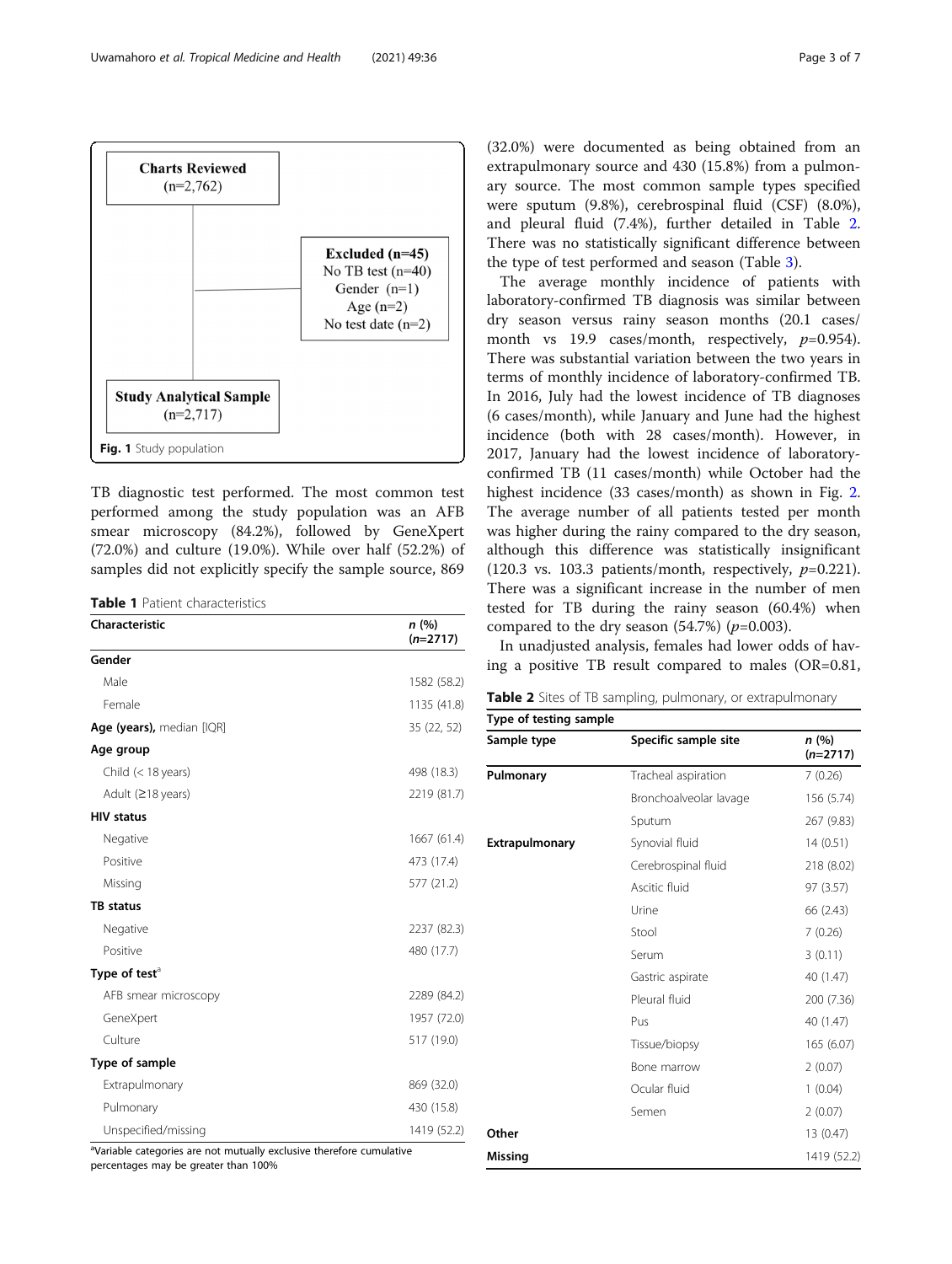Charts Reviewed (n=2,762)

Excluded (n=45)
No TB test (n=40)
Gender (n=1)
Age (n=2)
No test date (n=2)

Study Analytical Sample (n=2,717)

**Fig. 1** Study population

TB diagnostic test performed. The most common test performed among the study population was an AFB smear microscopy (84.2%), followed by GeneXpert (72.0%) and culture (19.0%). While over half (52.2%) of samples did not explicitly specify the sample source, 869 (32.0%) were documented as being obtained from an extrapulmonary source and 430 (15.8%) from a pulmonary source. The most common sample types specified were sputum (9.8%), cerebrospinal fluid (CSF) (8.0%), and pleural fluid (7.4%), further detailed in Table 2. There was no statistically significant difference between the type of test performed and season (Table 3).

**Table 1** Patient characteristics

| Characteristic | n (%) (n=2717) |
|---|---|
| **Gender** | |
| Male | 1582 (58.2) |
| Female | 1135 (41.8) |
| **Age (years),** median [IQR] | 35 (22, 52) |
| **Age group** | |
| Child (< 18 years) | 498 (18.3) |
| Adult (≥18 years) | 2219 (81.7) |
| **HIV status** | |
| Negative | 1667 (61.4) |
| Positive | 473 (17.4) |
| Missing | 577 (21.2) |
| **TB status** | |
| Negative | 2237 (82.3) |
| Positive | 480 (17.7) |
| **Type of test**[a] | |
| AFB smear microscopy | 2289 (84.2) |
| GeneXpert | 1957 (72.0) |
| Culture | 517 (19.0) |
| **Type of sample** | |
| Extrapulmonary | 869 (32.0) |
| Pulmonary | 430 (15.8) |
| Unspecified/missing | 1419 (52.2) |

[a]Variable categories are not mutually exclusive therefore cumulative percentages may be greater than 100%

The average monthly incidence of patients with laboratory-confirmed TB diagnosis was similar between dry season versus rainy season months (20.1 cases/month vs 19.9 cases/month, respectively, $p$=0.954). There was substantial variation between the two years in terms of monthly incidence of laboratory-confirmed TB. In 2016, July had the lowest incidence of TB diagnoses (6 cases/month), while January and June had the highest incidence (both with 28 cases/month). However, in 2017, January had the lowest incidence of laboratory-confirmed TB (11 cases/month) while October had the highest incidence (33 cases/month) as shown in Fig. 2. The average number of all patients tested per month was higher during the rainy compared to the dry season, although this difference was statistically insignificant (120.3 vs. 103.3 patients/month, respectively, $p$=0.221). There was a significant increase in the number of men tested for TB during the rainy season (60.4%) when compared to the dry season (54.7%) ($p$=0.003).

In unadjusted analysis, females had lower odds of having a positive TB result compared to males (OR=0.81,

**Table 2** Sites of TB sampling, pulmonary, or extrapulmonary

| Type of testing sample | | |
|---|---|---|
| **Sample type** | **Specific sample site** | **n (%) (n=2717)** |
| **Pulmonary** | Tracheal aspiration | 7 (0.26) |
| | Bronchoalveolar lavage | 156 (5.74) |
| | Sputum | 267 (9.83) |
| **Extrapulmonary** | Synovial fluid | 14 (0.51) |
| | Cerebrospinal fluid | 218 (8.02) |
| | Ascitic fluid | 97 (3.57) |
| | Urine | 66 (2.43) |
| | Stool | 7 (0.26) |
| | Serum | 3 (0.11) |
| | Gastric aspirate | 40 (1.47) |
| | Pleural fluid | 200 (7.36) |
| | Pus | 40 (1.47) |
| | Tissue/biopsy | 165 (6.07) |
| | Bone marrow | 2 (0.07) |
| | Ocular fluid | 1 (0.04) |
| | Semen | 2 (0.07) |
| **Other** | | 13 (0.47) |
| **Missing** | | 1419 (52.2) |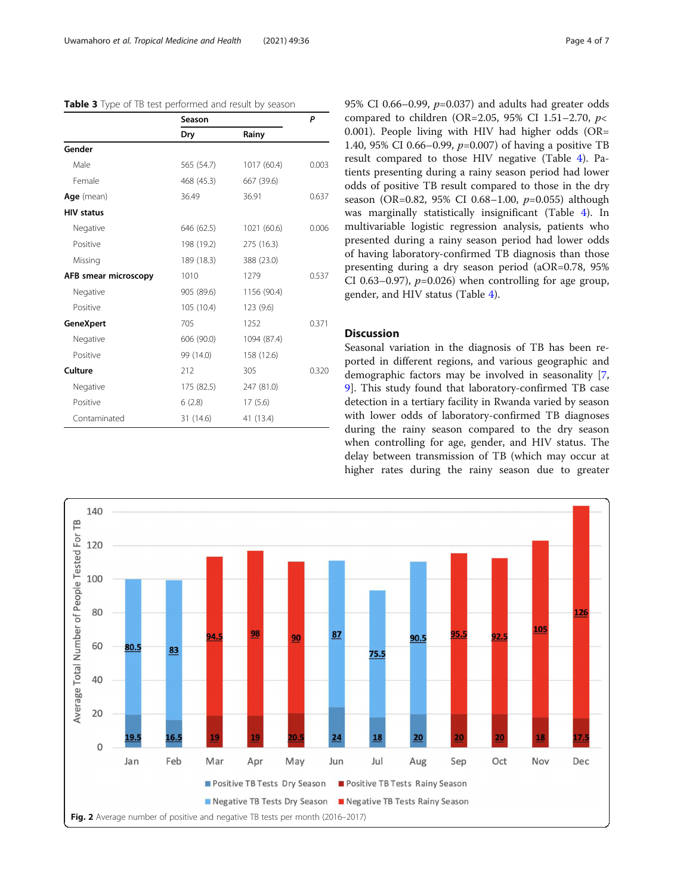**Table 3** Type of TB test performed and result by season

| | Season | | *P* |
|---|---|---|---|
| | Dry | Rainy | |
| **Gender** | | | |
| Male | 565 (54.7) | 1017 (60.4) | 0.003 |
| Female | 468 (45.3) | 667 (39.6) | |
| **Age** (mean) | 36.49 | 36.91 | 0.637 |
| **HIV status** | | | |
| Negative | 646 (62.5) | 1021 (60.6) | 0.006 |
| Positive | 198 (19.2) | 275 (16.3) | |
| Missing | 189 (18.3) | 388 (23.0) | |
| **AFB smear microscopy** | 1010 | 1279 | 0.537 |
| Negative | 905 (89.6) | 1156 (90.4) | |
| Positive | 105 (10.4) | 123 (9.6) | |
| **GeneXpert** | 705 | 1252 | 0.371 |
| Negative | 606 (90.0) | 1094 (87.4) | |
| Positive | 99 (14.0) | 158 (12.6) | |
| **Culture** | 212 | 305 | 0.320 |
| Negative | 175 (82.5) | 247 (81.0) | |
| Positive | 6 (2.8) | 17 (5.6) | |
| Contaminated | 31 (14.6) | 41 (13.4) | |

95% CI 0.66–0.99, $p$=0.037) and adults had greater odds compared to children (OR=2.05, 95% CI 1.51–2.70, $p$< 0.001). People living with HIV had higher odds (OR= 1.40, 95% CI 0.66–0.99, $p$=0.007) of having a positive TB result compared to those HIV negative (Table 4). Patients presenting during a rainy season period had lower odds of positive TB result compared to those in the dry season (OR=0.82, 95% CI 0.68–1.00, $p$=0.055) although was marginally statistically insignificant (Table 4). In multivariable logistic regression analysis, patients who presented during a rainy season period had lower odds of having laboratory-confirmed TB diagnosis than those presenting during a dry season period (aOR=0.78, 95% CI 0.63–0.97), $p$=0.026) when controlling for age group, gender, and HIV status (Table 4).

## Discussion

Seasonal variation in the diagnosis of TB has been reported in different regions, and various geographic and demographic factors may be involved in seasonality [7, 9]. This study found that laboratory-confirmed TB case detection in a tertiary facility in Rwanda varied by season with lower odds of laboratory-confirmed TB diagnoses during the rainy season compared to the dry season when controlling for age, gender, and HIV status. The delay between transmission of TB (which may occur at higher rates during the rainy season due to greater

**Fig. 2** Average number of positive and negative TB tests per month (2016–2017)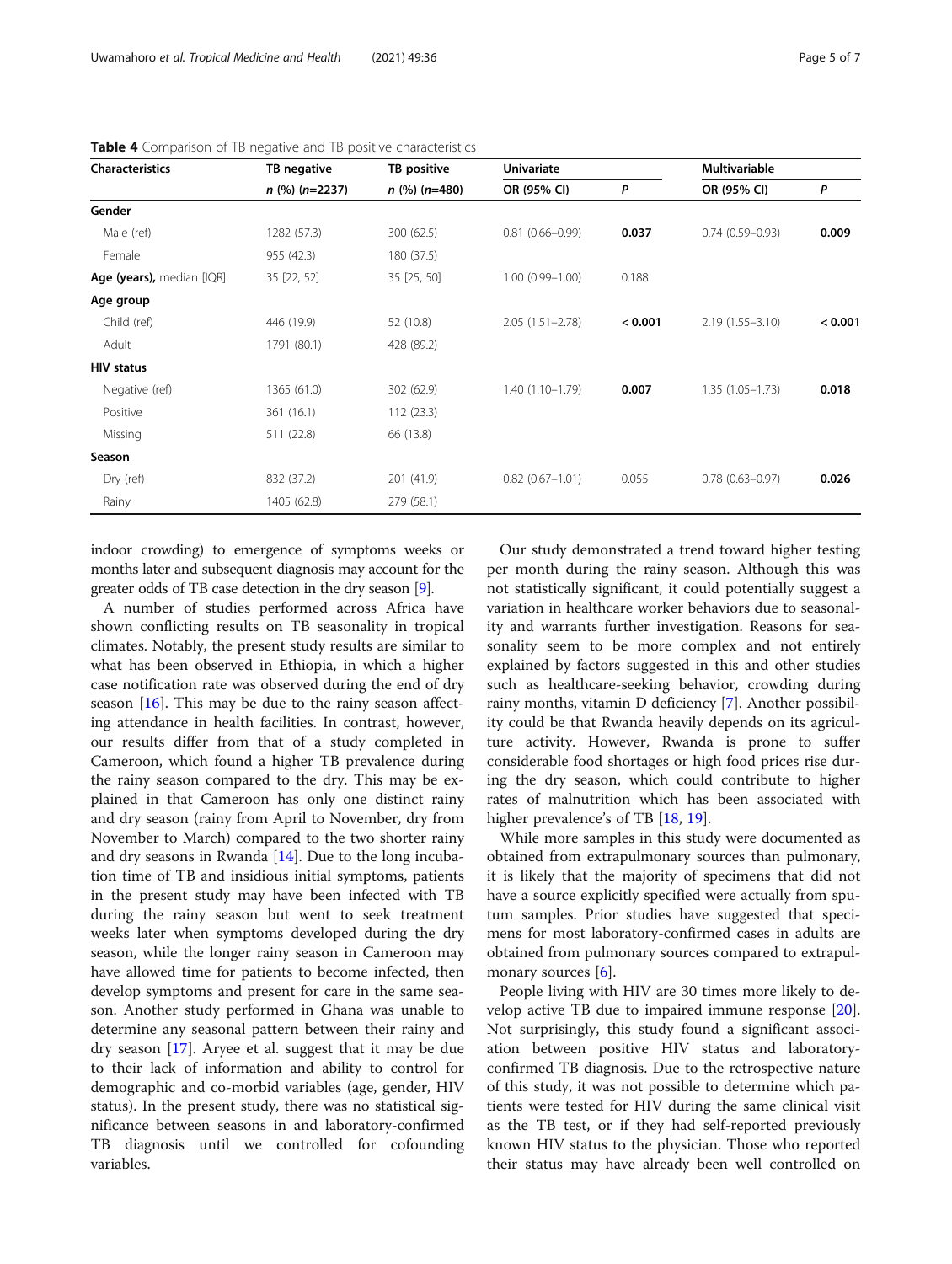**Table 4** Comparison of TB negative and TB positive characteristics

| Characteristics | TB negative | TB positive | Univariate | | Multivariable | |
|---|---|---|---|---|---|---|
| | *n* (%) (*n*=2237) | *n* (%) (*n*=480) | OR (95% CI) | *P* | OR (95% CI) | *P* |
| **Gender** | | | | | | |
| Male (ref) | 1282 (57.3) | 300 (62.5) | 0.81 (0.66–0.99) | **0.037** | 0.74 (0.59–0.93) | **0.009** |
| Female | 955 (42.3) | 180 (37.5) | | | | |
| **Age (years),** median [IQR] | 35 [22, 52] | 35 [25, 50] | 1.00 (0.99–1.00) | 0.188 | | |
| **Age group** | | | | | | |
| Child (ref) | 446 (19.9) | 52 (10.8) | 2.05 (1.51–2.78) | **< 0.001** | 2.19 (1.55–3.10) | **< 0.001** |
| Adult | 1791 (80.1) | 428 (89.2) | | | | |
| **HIV status** | | | | | | |
| Negative (ref) | 1365 (61.0) | 302 (62.9) | 1.40 (1.10–1.79) | **0.007** | 1.35 (1.05–1.73) | **0.018** |
| Positive | 361 (16.1) | 112 (23.3) | | | | |
| Missing | 511 (22.8) | 66 (13.8) | | | | |
| **Season** | | | | | | |
| Dry (ref) | 832 (37.2) | 201 (41.9) | 0.82 (0.67–1.01) | 0.055 | 0.78 (0.63–0.97) | **0.026** |
| Rainy | 1405 (62.8) | 279 (58.1) | | | | |

indoor crowding) to emergence of symptoms weeks or months later and subsequent diagnosis may account for the greater odds of TB case detection in the dry season [9].

A number of studies performed across Africa have shown conflicting results on TB seasonality in tropical climates. Notably, the present study results are similar to what has been observed in Ethiopia, in which a higher case notification rate was observed during the end of dry season [16]. This may be due to the rainy season affecting attendance in health facilities. In contrast, however, our results differ from that of a study completed in Cameroon, which found a higher TB prevalence during the rainy season compared to the dry. This may be explained in that Cameroon has only one distinct rainy and dry season (rainy from April to November, dry from November to March) compared to the two shorter rainy and dry seasons in Rwanda [14]. Due to the long incubation time of TB and insidious initial symptoms, patients in the present study may have been infected with TB during the rainy season but went to seek treatment weeks later when symptoms developed during the dry season, while the longer rainy season in Cameroon may have allowed time for patients to become infected, then develop symptoms and present for care in the same season. Another study performed in Ghana was unable to determine any seasonal pattern between their rainy and dry season [17]. Aryee et al. suggest that it may be due to their lack of information and ability to control for demographic and co-morbid variables (age, gender, HIV status). In the present study, there was no statistical significance between seasons in and laboratory-confirmed TB diagnosis until we controlled for cofounding variables.

Our study demonstrated a trend toward higher testing per month during the rainy season. Although this was not statistically significant, it could potentially suggest a variation in healthcare worker behaviors due to seasonality and warrants further investigation. Reasons for seasonality seem to be more complex and not entirely explained by factors suggested in this and other studies such as healthcare-seeking behavior, crowding during rainy months, vitamin D deficiency [7]. Another possibility could be that Rwanda heavily depends on its agriculture activity. However, Rwanda is prone to suffer considerable food shortages or high food prices rise during the dry season, which could contribute to higher rates of malnutrition which has been associated with higher prevalence's of TB [18, 19].

While more samples in this study were documented as obtained from extrapulmonary sources than pulmonary, it is likely that the majority of specimens that did not have a source explicitly specified were actually from sputum samples. Prior studies have suggested that specimens for most laboratory-confirmed cases in adults are obtained from pulmonary sources compared to extrapulmonary sources [6].

People living with HIV are 30 times more likely to develop active TB due to impaired immune response [20]. Not surprisingly, this study found a significant association between positive HIV status and laboratory-confirmed TB diagnosis. Due to the retrospective nature of this study, it was not possible to determine which patients were tested for HIV during the same clinical visit as the TB test, or if they had self-reported previously known HIV status to the physician. Those who reported their status may have already been well controlled on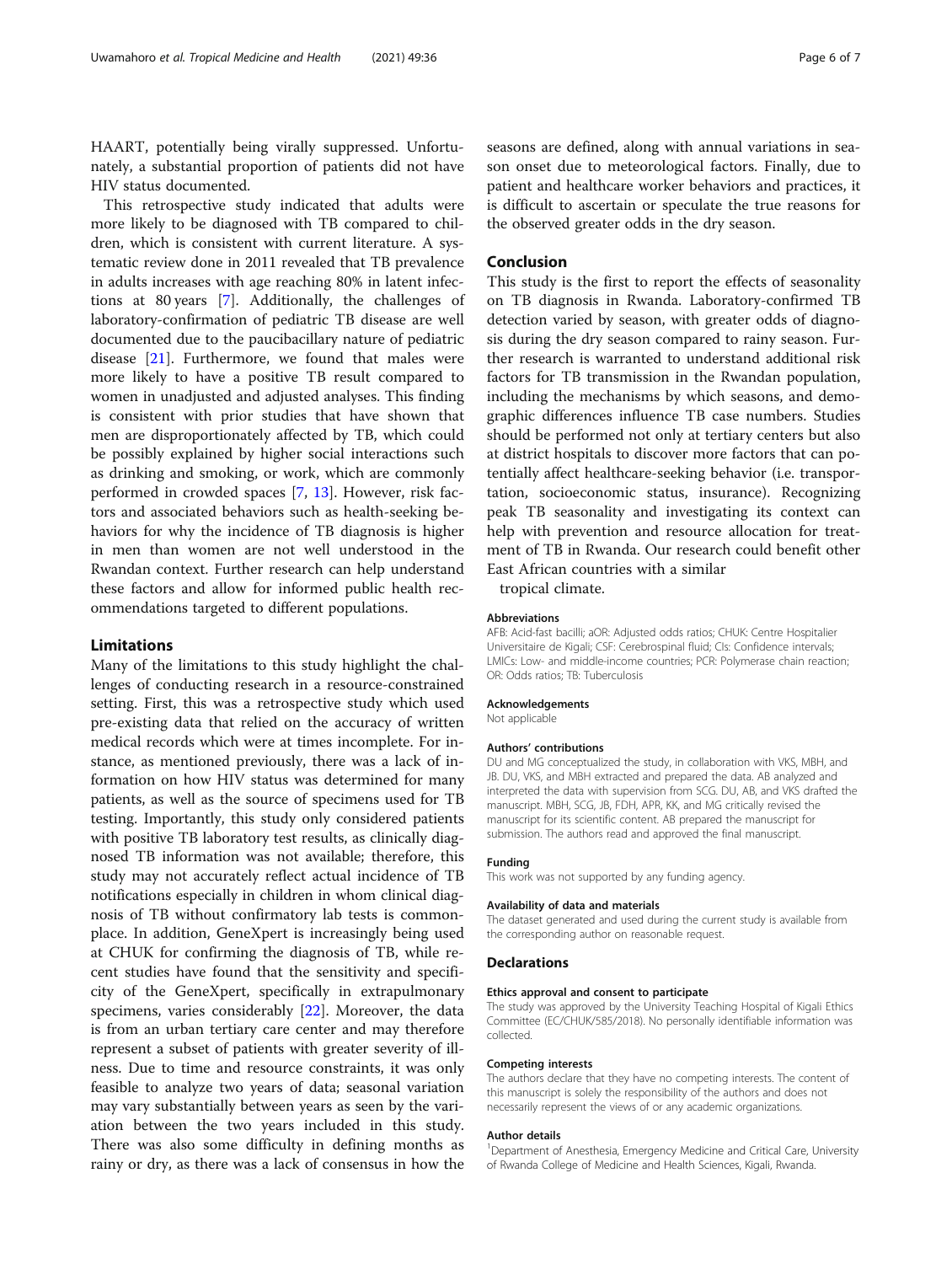HAART, potentially being virally suppressed. Unfortunately, a substantial proportion of patients did not have HIV status documented.

This retrospective study indicated that adults were more likely to be diagnosed with TB compared to children, which is consistent with current literature. A systematic review done in 2011 revealed that TB prevalence in adults increases with age reaching 80% in latent infections at 80 years [7]. Additionally, the challenges of laboratory-confirmation of pediatric TB disease are well documented due to the paucibacillary nature of pediatric disease [21]. Furthermore, we found that males were more likely to have a positive TB result compared to women in unadjusted and adjusted analyses. This finding is consistent with prior studies that have shown that men are disproportionately affected by TB, which could be possibly explained by higher social interactions such as drinking and smoking, or work, which are commonly performed in crowded spaces [7, 13]. However, risk factors and associated behaviors such as health-seeking behaviors for why the incidence of TB diagnosis is higher in men than women are not well understood in the Rwandan context. Further research can help understand these factors and allow for informed public health recommendations targeted to different populations.

## Limitations

Many of the limitations to this study highlight the challenges of conducting research in a resource-constrained setting. First, this was a retrospective study which used pre-existing data that relied on the accuracy of written medical records which were at times incomplete. For instance, as mentioned previously, there was a lack of information on how HIV status was determined for many patients, as well as the source of specimens used for TB testing. Importantly, this study only considered patients with positive TB laboratory test results, as clinically diagnosed TB information was not available; therefore, this study may not accurately reflect actual incidence of TB notifications especially in children in whom clinical diagnosis of TB without confirmatory lab tests is commonplace. In addition, GeneXpert is increasingly being used at CHUK for confirming the diagnosis of TB, while recent studies have found that the sensitivity and specificity of the GeneXpert, specifically in extrapulmonary specimens, varies considerably [22]. Moreover, the data is from an urban tertiary care center and may therefore represent a subset of patients with greater severity of illness. Due to time and resource constraints, it was only feasible to analyze two years of data; seasonal variation may vary substantially between years as seen by the variation between the two years included in this study. There was also some difficulty in defining months as rainy or dry, as there was a lack of consensus in how the seasons are defined, along with annual variations in season onset due to meteorological factors. Finally, due to patient and healthcare worker behaviors and practices, it is difficult to ascertain or speculate the true reasons for the observed greater odds in the dry season.

## Conclusion

This study is the first to report the effects of seasonality on TB diagnosis in Rwanda. Laboratory-confirmed TB detection varied by season, with greater odds of diagnosis during the dry season compared to rainy season. Further research is warranted to understand additional risk factors for TB transmission in the Rwandan population, including the mechanisms by which seasons, and demographic differences influence TB case numbers. Studies should be performed not only at tertiary centers but also at district hospitals to discover more factors that can potentially affect healthcare-seeking behavior (i.e. transportation, socioeconomic status, insurance). Recognizing peak TB seasonality and investigating its context can help with prevention and resource allocation for treatment of TB in Rwanda. Our research could benefit other East African countries with a similar tropical climate.

### Abbreviations

AFB: Acid-fast bacilli; aOR: Adjusted odds ratios; CHUK: Centre Hospitalier Universitaire de Kigali; CSF: Cerebrospinal fluid; CIs: Confidence intervals; LMICs: Low- and middle-income countries; PCR: Polymerase chain reaction; OR: Odds ratios; TB: Tuberculosis

### Acknowledgements

Not applicable

### Authors' contributions

DU and MG conceptualized the study, in collaboration with VKS, MBH, and JB. DU, VKS, and MBH extracted and prepared the data. AB analyzed and interpreted the data with supervision from SCG. DU, AB, and VKS drafted the manuscript. MBH, SCG, JB, FDH, APR, KK, and MG critically revised the manuscript for its scientific content. AB prepared the manuscript for submission. The authors read and approved the final manuscript.

### Funding

This work was not supported by any funding agency.

### Availability of data and materials

The dataset generated and used during the current study is available from the corresponding author on reasonable request.

## Declarations

### Ethics approval and consent to participate

The study was approved by the University Teaching Hospital of Kigali Ethics Committee (EC/CHUK/585/2018). No personally identifiable information was collected.

### Competing interests

The authors declare that they have no competing interests. The content of this manuscript is solely the responsibility of the authors and does not necessarily represent the views of or any academic organizations.

### Author details

[1]Department of Anesthesia, Emergency Medicine and Critical Care, University of Rwanda College of Medicine and Health Sciences, Kigali, Rwanda.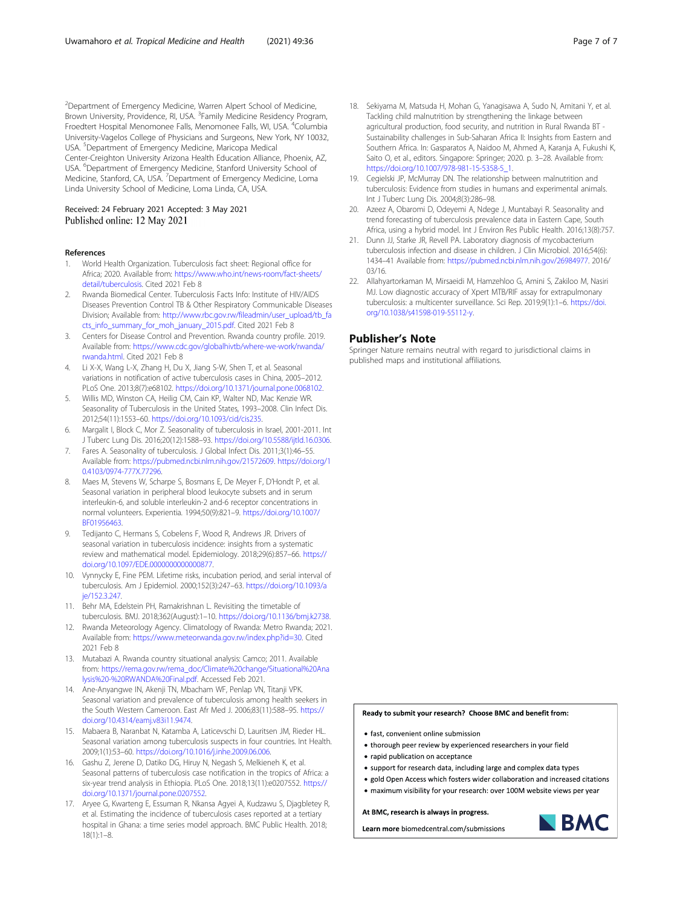[2]Department of Emergency Medicine, Warren Alpert School of Medicine, Brown University, Providence, RI, USA. [3]Family Medicine Residency Program, Froedtert Hospital Menomonee Falls, Menomonee Falls, WI, USA. [4]Columbia University-Vagelos College of Physicians and Surgeons, New York, NY 10032, USA. [5]Department of Emergency Medicine, Maricopa Medical Center-Creighton University Arizona Health Education Alliance, Phoenix, AZ, USA. [6]Department of Emergency Medicine, Stanford University School of Medicine, Stanford, CA, USA. [7]Department of Emergency Medicine, Loma Linda University School of Medicine, Loma Linda, CA, USA.

Received: 24 February 2021 Accepted: 3 May 2021
Published online: 12 May 2021

### References

1. World Health Organization. Tuberculosis fact sheet: Regional office for Africa; 2020. Available from: https://www.who.int/news-room/fact-sheets/detail/tuberculosis. Cited 2021 Feb 8
2. Rwanda Biomedical Center. Tuberculosis Facts Info: Institute of HIV/AIDS Diseases Prevention Control TB & Other Respiratory Communicable Diseases Division; Available from: http://www.rbc.gov.rw/fileadmin/user_upload/tb_facts_info_summary_for_moh_january_2015.pdf. Cited 2021 Feb 8
3. Centers for Disease Control and Prevention. Rwanda country profile. 2019. Available from: https://www.cdc.gov/globalhivtb/where-we-work/rwanda/rwanda.html. Cited 2021 Feb 8
4. Li X-X, Wang L-X, Zhang H, Du X, Jiang S-W, Shen T, et al. Seasonal variations in notification of active tuberculosis cases in China, 2005–2012. PLoS One. 2013;8(7):e68102. https://doi.org/10.1371/journal.pone.0068102.
5. Willis MD, Winston CA, Heilig CM, Cain KP, Walter ND, Mac Kenzie WR. Seasonality of Tuberculosis in the United States, 1993–2008. Clin Infect Dis. 2012;54(11):1553–60. https://doi.org/10.1093/cid/cis235.
6. Margalit I, Block C, Mor Z. Seasonality of tuberculosis in Israel, 2001-2011. Int J Tuberc Lung Dis. 2016;20(12):1588–93. https://doi.org/10.5588/ijtld.16.0306.
7. Fares A. Seasonality of tuberculosis. J Global Infect Dis. 2011;3(1):46–55. Available from: https://pubmed.ncbi.nlm.nih.gov/21572609. https://doi.org/10.4103/0974-777X.77296.
8. Maes M, Stevens W, Scharpe S, Bosmans E, De Meyer F, D'Hondt P, et al. Seasonal variation in peripheral blood leukocyte subsets and in serum interleukin-6, and soluble interleukin-2 and-6 receptor concentrations in normal volunteers. Experientia. 1994;50(9):821–9. https://doi.org/10.1007/BF01956463.
9. Tedijanto C, Hermans S, Cobelens F, Wood R, Andrews JR. Drivers of seasonal variation in tuberculosis incidence: insights from a systematic review and mathematical model. Epidemiology. 2018;29(6):857–66. https://doi.org/10.1097/EDE.0000000000000877.
10. Vynnycky E, Fine PEM. Lifetime risks, incubation period, and serial interval of tuberculosis. Am J Epidemiol. 2000;152(3):247–63. https://doi.org/10.1093/aje/152.3.247.
11. Behr MA, Edelstein PH, Ramakrishnan L. Revisiting the timetable of tuberculosis. BMJ. 2018;362(August):1–10. https://doi.org/10.1136/bmj.k2738.
12. Rwanda Meteorology Agency. Climatology of Rwanda: Metro Rwanda; 2021. Available from: https://www.meteorwanda.gov.rw/index.php?id=30. Cited 2021 Feb 8
13. Mutabazi A. Rwanda country situational analysis: Camco; 2011. Available from: https://rema.gov.rw/rema_doc/Climate%20change/Situational%20Analysis%20-%20RWANDA%20Final.pdf. Accessed Feb 2021.
14. Ane-Anyangwe IN, Akenji TN, Mbacham WF, Penlap VN, Titanji VPK. Seasonal variation and prevalence of tuberculosis among health seekers in the South Western Cameroon. East Afr Med J. 2006;83(11):588–95. https://doi.org/10.4314/eamj.v83i11.9474.
15. Mabaera B, Naranbat N, Katamba A, Laticevschi D, Lauritsen JM, Rieder HL. Seasonal variation among tuberculosis suspects in four countries. Int Health. 2009;1(1):53–60. https://doi.org/10.1016/j.inhe.2009.06.006.
16. Gashu Z, Jerene D, Datiko DG, Hiruy N, Negash S, Melkieneh K, et al. Seasonal patterns of tuberculosis case notification in the tropics of Africa: a six-year trend analysis in Ethiopia. PLoS One. 2018;13(11):e0207552. https://doi.org/10.1371/journal.pone.0207552.
17. Aryee G, Kwarteng E, Essuman R, Nkansa Agyei A, Kudzawu S, Djagbletey R, et al. Estimating the incidence of tuberculosis cases reported at a tertiary hospital in Ghana: a time series model approach. BMC Public Health. 2018;18(1):1–8.
18. Sekiyama M, Matsuda H, Mohan G, Yanagisawa A, Sudo N, Amitani Y, et al. Tackling child malnutrition by strengthening the linkage between agricultural production, food security, and nutrition in Rural Rwanda BT - Sustainability challenges in Sub-Saharan Africa II: Insights from Eastern and Southern Africa. In: Gasparatos A, Naidoo M, Ahmed A, Karanja A, Fukushi K, Saito O, et al., editors. Singapore: Springer; 2020. p. 3–28. Available from: https://doi.org/10.1007/978-981-15-5358-5_1.
19. Cegielski JP, McMurray DN. The relationship between malnutrition and tuberculosis: Evidence from studies in humans and experimental animals. Int J Tuberc Lung Dis. 2004;8(3):286–98.
20. Azeez A, Obaromi D, Odeyemi A, Ndege J, Muntabayi R. Seasonality and trend forecasting of tuberculosis prevalence data in Eastern Cape, South Africa, using a hybrid model. Int J Environ Res Public Health. 2016;13(8):757.
21. Dunn JJ, Starke JR, Revell PA. Laboratory diagnosis of mycobacterium tuberculosis infection and disease in children. J Clin Microbiol. 2016;54(6):1434–41 Available from: https://pubmed.ncbi.nlm.nih.gov/26984977. 2016/03/16.
22. Allahyartorkaman M, Mirsaeidi M, Hamzehloo G, Amini S, Zakiloo M, Nasiri MJ. Low diagnostic accuracy of Xpert MTB/RIF assay for extrapulmonary tuberculosis: a multicenter surveillance. Sci Rep. 2019;9(1):1–6. https://doi.org/10.1038/s41598-019-55112-y.

## Publisher's Note

Springer Nature remains neutral with regard to jurisdictional claims in published maps and institutional affiliations.

**Ready to submit your research? Choose BMC and benefit from:**

- fast, convenient online submission
- thorough peer review by experienced researchers in your field
- rapid publication on acceptance
- support for research data, including large and complex data types
- gold Open Access which fosters wider collaboration and increased citations
- maximum visibility for your research: over 100M website views per year

**At BMC, research is always in progress.**

**Learn more** biomedcentral.com/submissions